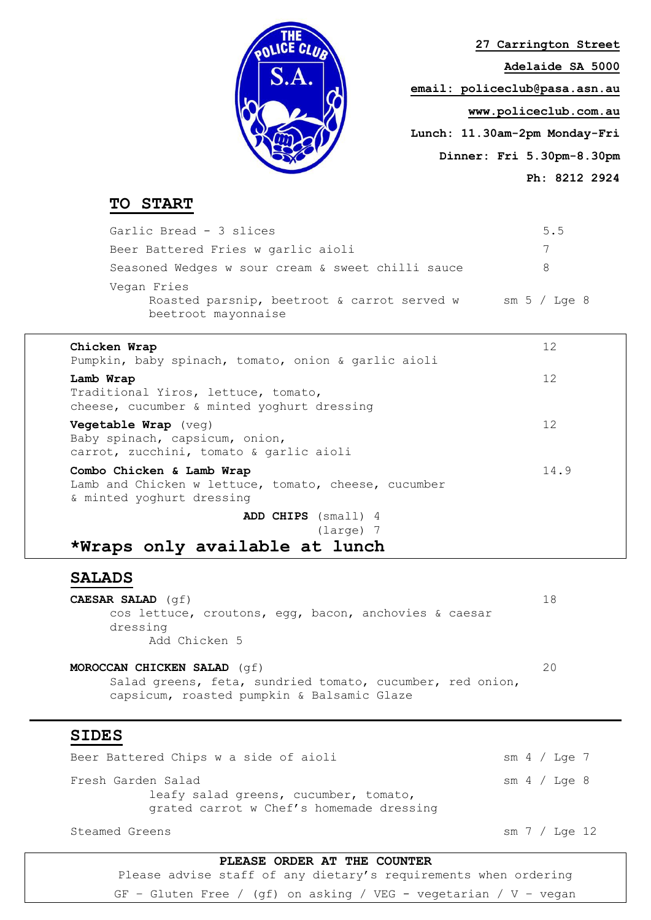27 Carrington Street

Adelaide SA 5000

email: policeclub@pasa.asn.au

www.policeclub.com.au

Lunch: 11.30am-2pm Monday-Fri

Dinner: Fri 5.30pm-8.30pm

Ph: 8212 2924

## TO START

| Item | Price |
|---|---|
| Garlic Bread - 3 slices | 5.5 |
| Beer Battered Fries w garlic aioli | 7 |
| Seasoned Wedges w sour cream & sweet chilli sauce | 8 |
| Vegan Fries<br>Roasted parsnip, beetroot & carrot served w beetroot mayonnaise | sm 5 / Lge 8 |

**Chicken Wrap** — 12
Pumpkin, baby spinach, tomato, onion & garlic aioli

**Lamb Wrap** — 12
Traditional Yiros, lettuce, tomato, cheese, cucumber & minted yoghurt dressing

**Vegetable Wrap** (veg) — 12
Baby spinach, capsicum, onion, carrot, zucchini, tomato & garlic aioli

**Combo Chicken & Lamb Wrap** — 14.9
Lamb and Chicken w lettuce, tomato, cheese, cucumber & minted yoghurt dressing

**ADD CHIPS** (small) 4
(large) 7

**\*Wraps only available at lunch**

## SALADS

**CAESAR SALAD** (gf) — 18
cos lettuce, croutons, egg, bacon, anchovies & caesar dressing
Add Chicken 5

**MOROCCAN CHICKEN SALAD** (gf) — 20
Salad greens, feta, sundried tomato, cucumber, red onion, capsicum, roasted pumpkin & Balsamic Glaze

## SIDES

| Item | Price |
|---|---|
| Beer Battered Chips w a side of aioli | sm 4 / Lge 7 |
| Fresh Garden Salad<br>leafy salad greens, cucumber, tomato, grated carrot w Chef's homemade dressing | sm 4 / Lge 8 |
| Steamed Greens | sm 7 / Lge 12 |

**PLEASE ORDER AT THE COUNTER**

Please advise staff of any dietary's requirements when ordering

GF – Gluten Free / (gf) on asking / VEG - vegetarian / V – vegan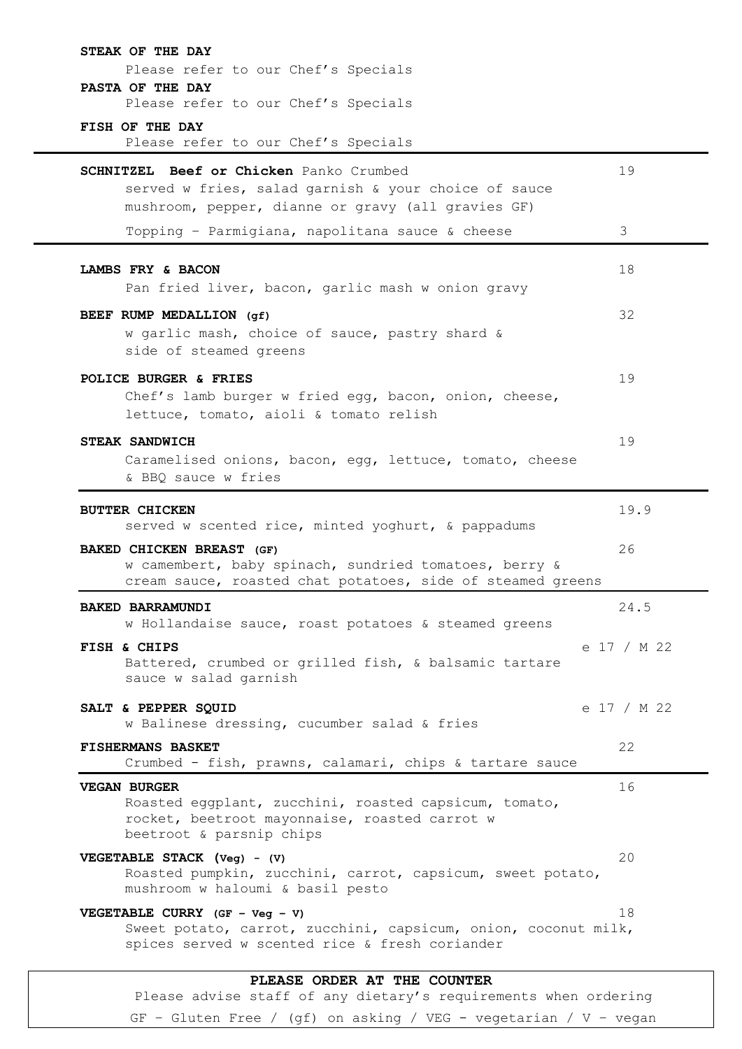**STEAK OF THE DAY**
Please refer to our Chef's Specials

**PASTA OF THE DAY**
Please refer to our Chef's Specials

**FISH OF THE DAY**
Please refer to our Chef's Specials

---

**SCHNITZEL Beef or Chicken** Panko Crumbed — 19
served w fries, salad garnish & your choice of sauce
mushroom, pepper, dianne or gravy (all gravies GF)

Topping – Parmigiana, napolitana sauce & cheese — 3

---

**LAMBS FRY & BACON** — 18
Pan fried liver, bacon, garlic mash w onion gravy

**BEEF RUMP MEDALLION (gf)** — 32
w garlic mash, choice of sauce, pastry shard &
side of steamed greens

**POLICE BURGER & FRIES** — 19
Chef's lamb burger w fried egg, bacon, onion, cheese,
lettuce, tomato, aioli & tomato relish

**STEAK SANDWICH** — 19
Caramelised onions, bacon, egg, lettuce, tomato, cheese
& BBQ sauce w fries

---

**BUTTER CHICKEN** — 19.9
served w scented rice, minted yoghurt, & pappadums

**BAKED CHICKEN BREAST (GF)** — 26
w camembert, baby spinach, sundried tomatoes, berry &
cream sauce, roasted chat potatoes, side of steamed greens

---

**BAKED BARRAMUNDI** — 24.5
w Hollandaise sauce, roast potatoes & steamed greens

**FISH & CHIPS** — e 17 / M 22
Battered, crumbed or grilled fish, & balsamic tartare
sauce w salad garnish

**SALT & PEPPER SQUID** — e 17 / M 22
w Balinese dressing, cucumber salad & fries

**FISHERMANS BASKET** — 22
Crumbed - fish, prawns, calamari, chips & tartare sauce

---

**VEGAN BURGER** — 16
Roasted eggplant, zucchini, roasted capsicum, tomato,
rocket, beetroot mayonnaise, roasted carrot w
beetroot & parsnip chips

**VEGETABLE STACK (Veg) - (V)** — 20
Roasted pumpkin, zucchini, carrot, capsicum, sweet potato,
mushroom w haloumi & basil pesto

**VEGETABLE CURRY (GF - Veg - V)** — 18
Sweet potato, carrot, zucchini, capsicum, onion, coconut milk,
spices served w scented rice & fresh coriander

---

**PLEASE ORDER AT THE COUNTER**

Please advise staff of any dietary's requirements when ordering

GF – Gluten Free / (gf) on asking / VEG - vegetarian / V – vegan